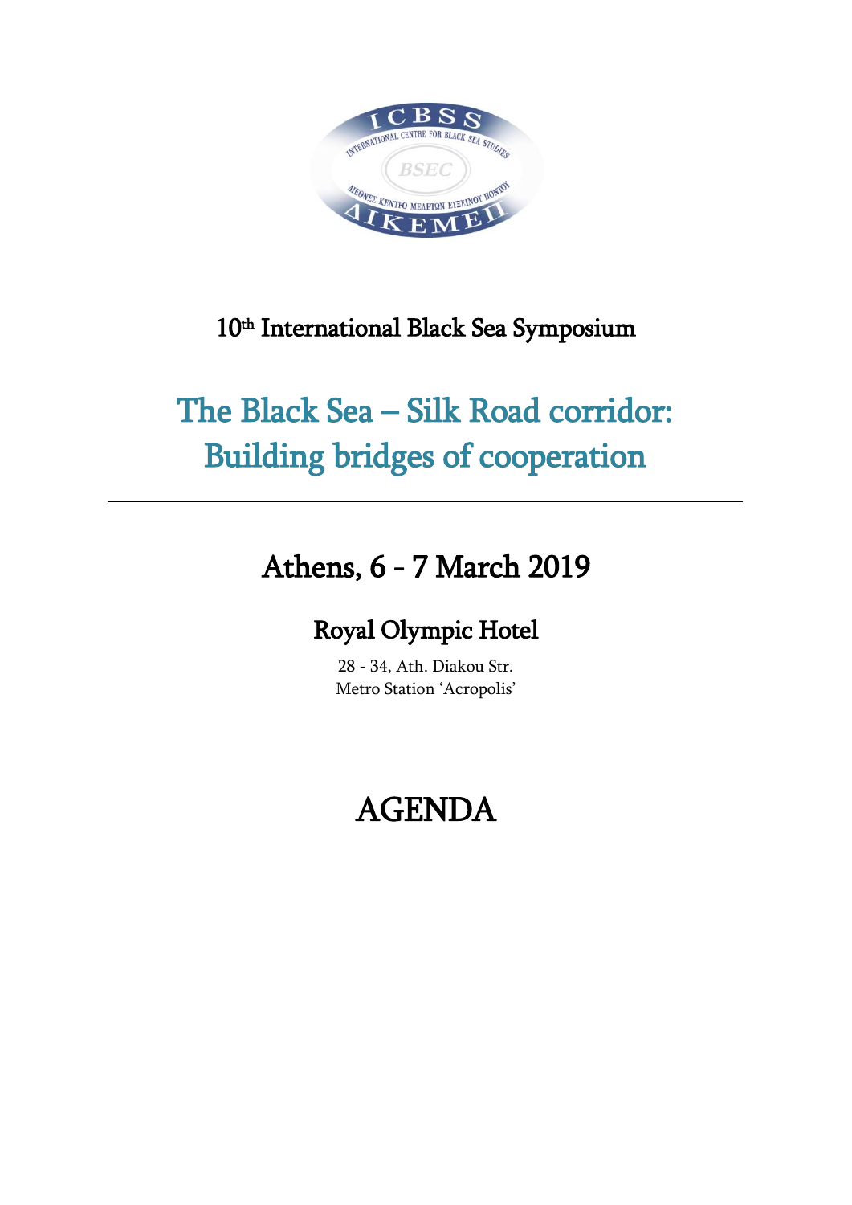10th International Black Sea Symposium

# The Black Sea – Silk Road corridor: Building bridges of cooperation

---

## Athens, 6 - 7 March 2019

### Royal Olympic Hotel

28 - 34, Ath. Diakou Str.
Metro Station 'Acropolis'

# AGENDA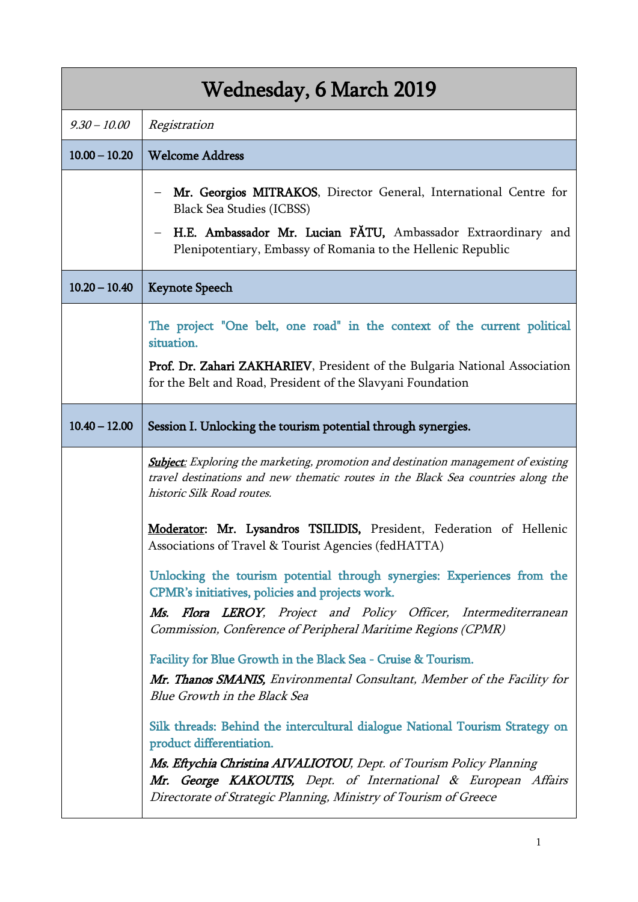| Wednesday, 6 March 2019 | |
|---|---|
| *9.30 – 10.00* | *Registration* |
| **10.00 – 10.20** | **Welcome Address** |
| | – **Mr. Georgios MITRAKOS**, Director General, International Centre for Black Sea Studies (ICBSS)<br>– **H.E. Ambassador Mr. Lucian FĂTU,** Ambassador Extraordinary and Plenipotentiary, Embassy of Romania to the Hellenic Republic |
| **10.20 – 10.40** | **Keynote Speech** |
| | The project "One belt, one road" in the context of the current political situation.<br>**Prof. Dr. Zahari ZAKHARIEV**, President of the Bulgaria National Association for the Belt and Road, President of the Slavyani Foundation |
| **10.40 – 12.00** | **Session I. Unlocking the tourism potential through synergies.** |
| | ***Subject***: *Exploring the marketing, promotion and destination management of existing travel destinations and new thematic routes in the Black Sea countries along the historic Silk Road routes.*<br><br>Moderator: **Mr. Lysandros TSILIDIS,** President, Federation of Hellenic Associations of Travel & Tourist Agencies (fedHATTA)<br><br>Unlocking the tourism potential through synergies: Experiences from the CPMR's initiatives, policies and projects work.<br>***Ms. Flora LEROY****, Project and Policy Officer, Intermediterranean Commission, Conference of Peripheral Maritime Regions (CPMR)*<br><br>Facility for Blue Growth in the Black Sea - Cruise & Tourism.<br>***Mr. Thanos SMANIS,*** *Environmental Consultant, Member of the Facility for Blue Growth in the Black Sea*<br><br>Silk threads: Behind the intercultural dialogue National Tourism Strategy on product differentiation.<br>***Ms. Eftychia Christina AIVALIOTOU****, Dept. of Tourism Policy Planning*<br>***Mr. George KAKOUTIS,*** *Dept. of International & European Affairs Directorate of Strategic Planning, Ministry of Tourism of Greece* |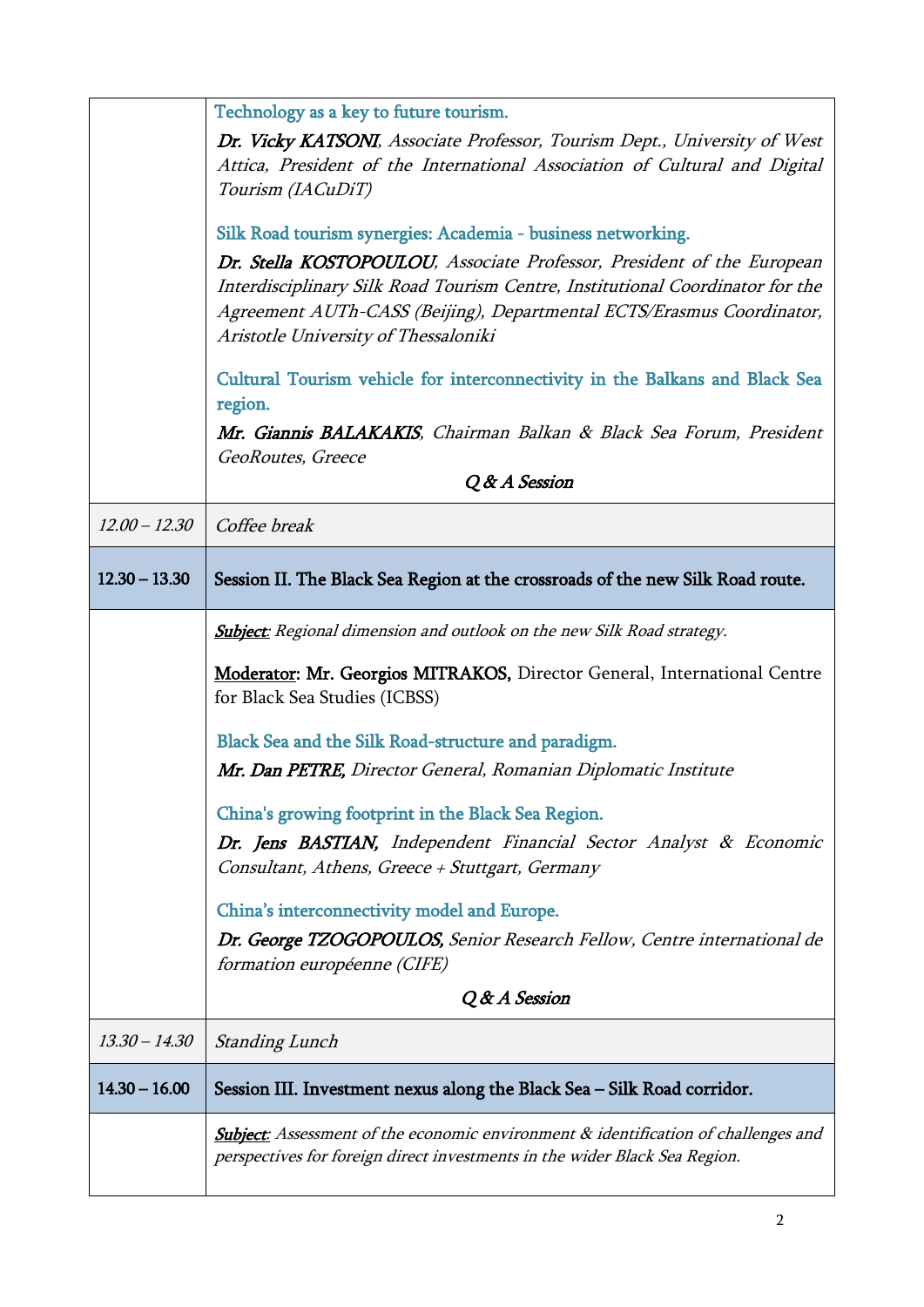| | |
|---|---|
| | Technology as a key to future tourism.<br>***Dr. Vicky KATSONI***, *Associate Professor, Tourism Dept., University of West Attica, President of the International Association of Cultural and Digital Tourism (IACuDiT)*<br><br>Silk Road tourism synergies: Academia - business networking.<br>***Dr. Stella KOSTOPOULOU***, *Associate Professor, President of the European Interdisciplinary Silk Road Tourism Centre, Institutional Coordinator for the Agreement AUTh-CASS (Beijing), Departmental ECTS/Erasmus Coordinator, Aristotle University of Thessaloniki*<br><br>Cultural Tourism vehicle for interconnectivity in the Balkans and Black Sea region.<br>***Mr. Giannis BALAKAKIS***, *Chairman Balkan & Black Sea Forum, President GeoRoutes, Greece*<br><br>*Q & A Session* |
| *12.00 – 12.30* | *Coffee break* |
| **12.30 – 13.30** | **Session II. The Black Sea Region at the crossroads of the new Silk Road route.** |
| | ***Subject***: *Regional dimension and outlook on the new Silk Road strategy.*<br><br>Moderator: **Mr. Georgios MITRAKOS,** Director General, International Centre for Black Sea Studies (ICBSS)<br><br>Black Sea and the Silk Road-structure and paradigm.<br>***Mr. Dan PETRE,*** *Director General, Romanian Diplomatic Institute*<br><br>China's growing footprint in the Black Sea Region.<br>***Dr. Jens BASTIAN,*** *Independent Financial Sector Analyst & Economic Consultant, Athens, Greece + Stuttgart, Germany*<br><br>China's interconnectivity model and Europe.<br>***Dr. George TZOGOPOULOS,*** *Senior Research Fellow, Centre international de formation européenne (CIFE)*<br><br>*Q & A Session* |
| *13.30 – 14.30* | *Standing Lunch* |
| **14.30 – 16.00** | **Session III. Investment nexus along the Black Sea – Silk Road corridor.** |
| | ***Subject***: *Assessment of the economic environment & identification of challenges and perspectives for foreign direct investments in the wider Black Sea Region.* |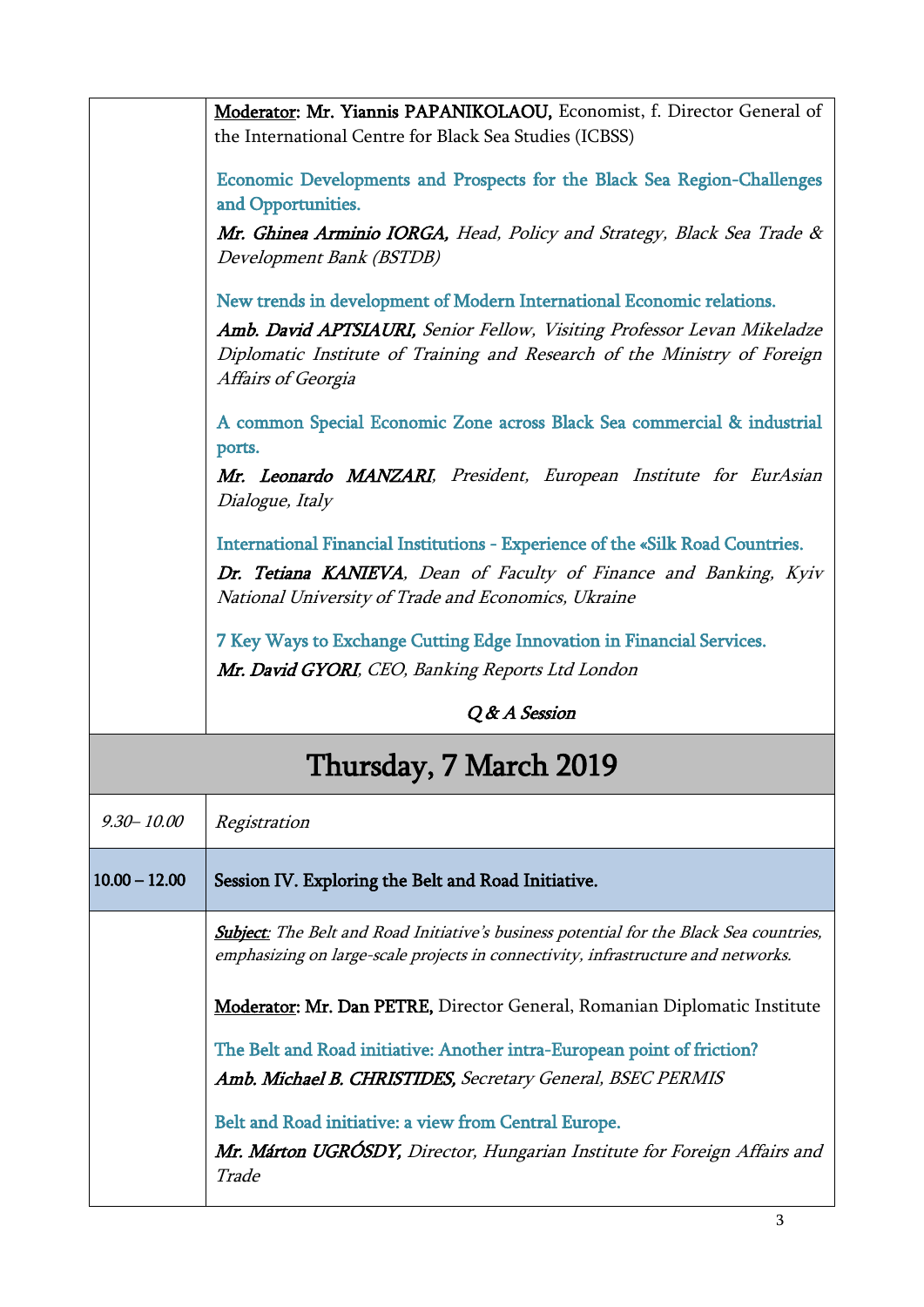| | |
|---|---|
| | <u>Moderator</u>: **Mr. Yiannis PAPANIKOLAOU,** Economist, f. Director General of the International Centre for Black Sea Studies (ICBSS)<br><br>Economic Developments and Prospects for the Black Sea Region-Challenges and Opportunities.<br>***Mr. Ghinea Arminio IORGA,*** *Head, Policy and Strategy, Black Sea Trade & Development Bank (BSTDB)*<br><br>New trends in development of Modern International Economic relations.<br>***Amb. David APTSIAURI,*** *Senior Fellow, Visiting Professor Levan Mikeladze Diplomatic Institute of Training and Research of the Ministry of Foreign Affairs of Georgia*<br><br>A common Special Economic Zone across Black Sea commercial & industrial ports.<br>***Mr. Leonardo MANZARI****, President, European Institute for EurAsian Dialogue, Italy*<br><br>International Financial Institutions - Experience of the «Silk Road Countries.<br>***Dr. Tetiana KANIEVA****, Dean of Faculty of Finance and Banking, Kyiv National University of Trade and Economics, Ukraine*<br><br>7 Key Ways to Exchange Cutting Edge Innovation in Financial Services.<br>***Mr. David GYORI****, CEO, Banking Reports Ltd London*<br><br>*Q & A Session* |

# Thursday, 7 March 2019

| | |
|---|---|
| *9.30– 10.00* | *Registration* |
| **10.00 – 12.00** | **Session IV. Exploring the Belt and Road Initiative.** |
| | ***<u>Subject</u>****: The Belt and Road Initiative's business potential for the Black Sea countries, emphasizing on large-scale projects in connectivity, infrastructure and networks.*<br><br><u>Moderator</u>: **Mr. Dan PETRE,** Director General, Romanian Diplomatic Institute<br><br>The Belt and Road initiative: Another intra-European point of friction?<br>***Amb. Michael B. CHRISTIDES,*** *Secretary General, BSEC PERMIS*<br><br>Belt and Road initiative: a view from Central Europe.<br>***Mr. Márton UGRÓSDY,*** *Director, Hungarian Institute for Foreign Affairs and Trade* |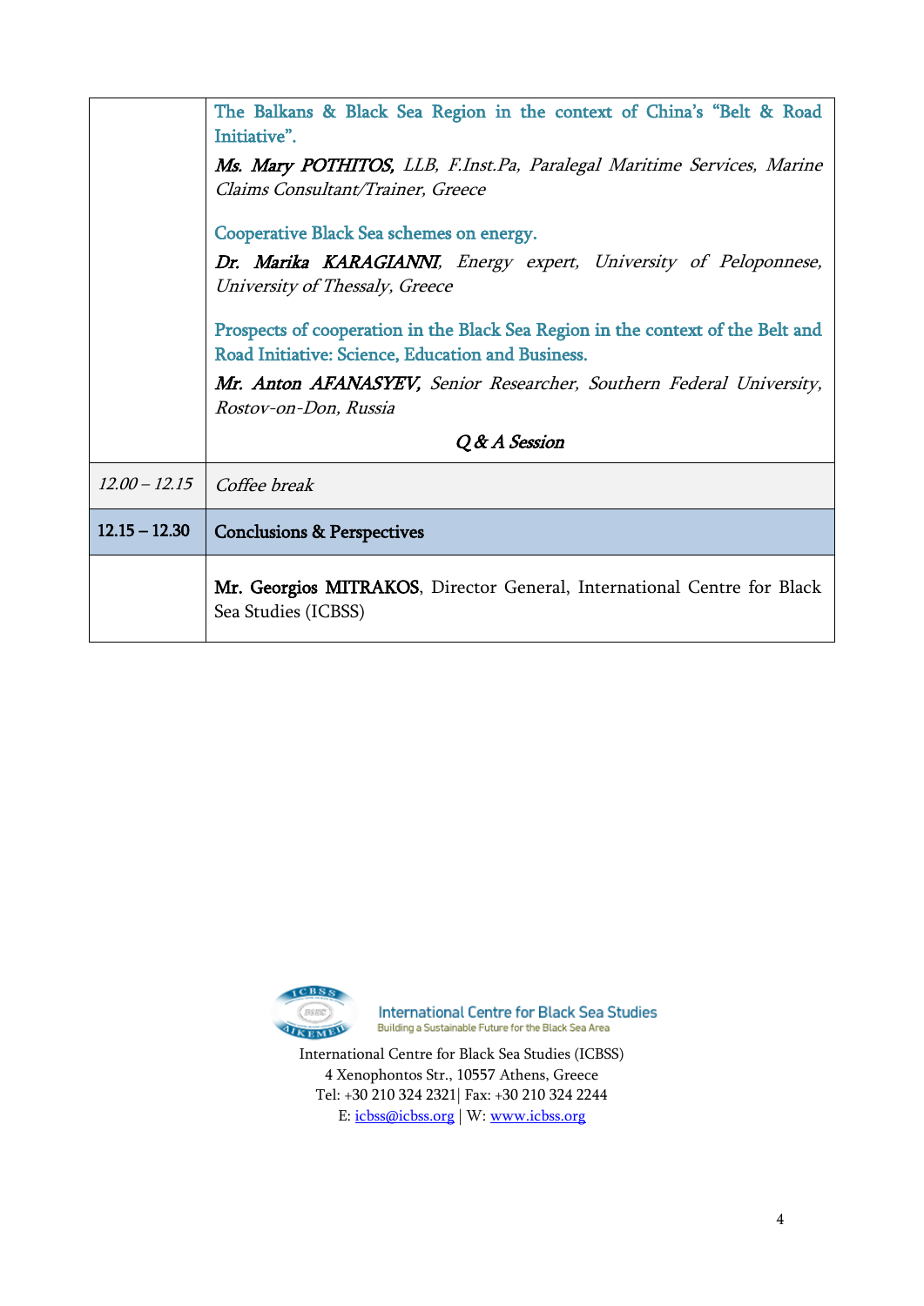| | |
|---|---|
| | The Balkans & Black Sea Region in the context of China's "Belt & Road Initiative". <br> ***Ms. Mary POTHITOS,*** *LLB, F.Inst.Pa, Paralegal Maritime Services, Marine Claims Consultant/Trainer, Greece* <br><br> Cooperative Black Sea schemes on energy. <br> ***Dr. Marika KARAGIANNI****, Energy expert, University of Peloponnese, University of Thessaly, Greece* <br><br> Prospects of cooperation in the Black Sea Region in the context of the Belt and Road Initiative: Science, Education and Business. <br> ***Mr. Anton AFANASYEV,*** *Senior Researcher, Southern Federal University, Rostov-on-Don, Russia* <br><br> *Q & A Session* |
| *12.00 – 12.15* | *Coffee break* |
| **12.15 – 12.30** | **Conclusions & Perspectives** |
| | **Mr. Georgios MITRAKOS**, Director General, International Centre for Black Sea Studies (ICBSS) |

International Centre for Black Sea Studies
Building a Sustainable Future for the Black Sea Area

International Centre for Black Sea Studies (ICBSS)
4 Xenophontos Str., 10557 Athens, Greece
Tel: +30 210 324 2321| Fax: +30 210 324 2244
E: icbss@icbss.org | W: www.icbss.org